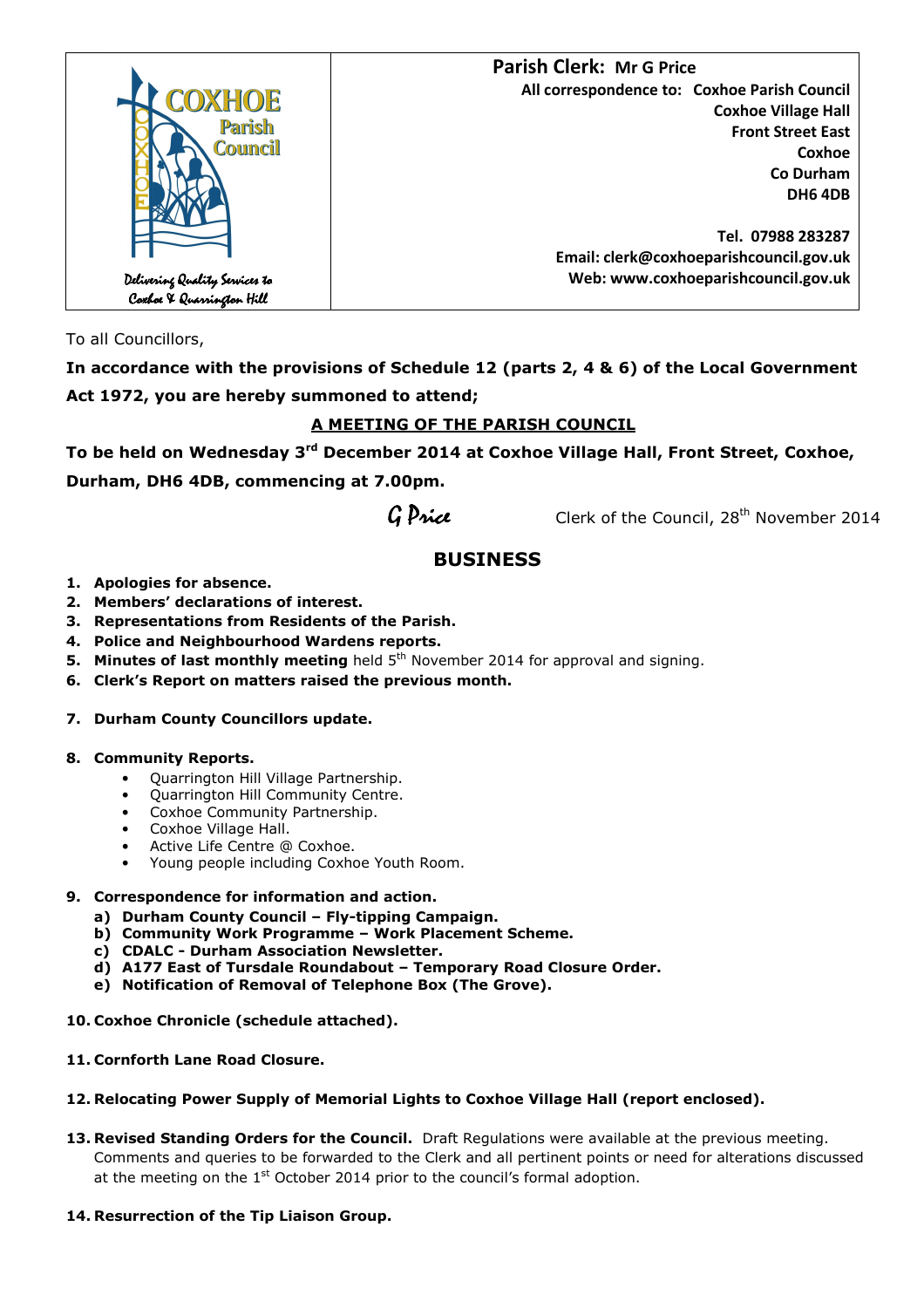COXHOE Parish Council

Delivering Quality Services to Coxhoe & Quarrington Hill

**Parish Clerk: Mr G Price**

**All correspondence to: Coxhoe Parish Council**
**Coxhoe Village Hall**
**Front Street East**
**Coxhoe**
**Co Durham**
**DH6 4DB**

**Tel. 07988 283287**
**Email: clerk@coxhoeparishcouncil.gov.uk**
**Web: www.coxhoeparishcouncil.gov.uk**

To all Councillors,

**In accordance with the provisions of Schedule 12 (parts 2, 4 & 6) of the Local Government Act 1972, you are hereby summoned to attend;**

**A MEETING OF THE PARISH COUNCIL**

**To be held on Wednesday 3rd December 2014 at Coxhoe Village Hall, Front Street, Coxhoe, Durham, DH6 4DB, commencing at 7.00pm.**

G Price — Clerk of the Council, 28th November 2014

## BUSINESS

1. **Apologies for absence.**
2. **Members' declarations of interest.**
3. **Representations from Residents of the Parish.**
4. **Police and Neighbourhood Wardens reports.**
5. **Minutes of last monthly meeting** held 5th November 2014 for approval and signing.
6. **Clerk's Report on matters raised the previous month.**
7. **Durham County Councillors update.**
8. **Community Reports.**
   - Quarrington Hill Village Partnership.
   - Quarrington Hill Community Centre.
   - Coxhoe Community Partnership.
   - Coxhoe Village Hall.
   - Active Life Centre @ Coxhoe.
   - Young people including Coxhoe Youth Room.
9. **Correspondence for information and action.**
   a) **Durham County Council – Fly-tipping Campaign.**
   b) **Community Work Programme – Work Placement Scheme.**
   c) **CDALC - Durham Association Newsletter.**
   d) **A177 East of Tursdale Roundabout – Temporary Road Closure Order.**
   e) **Notification of Removal of Telephone Box (The Grove).**
10. **Coxhoe Chronicle (schedule attached).**
11. **Cornforth Lane Road Closure.**
12. **Relocating Power Supply of Memorial Lights to Coxhoe Village Hall (report enclosed).**
13. **Revised Standing Orders for the Council.** Draft Regulations were available at the previous meeting. Comments and queries to be forwarded to the Clerk and all pertinent points or need for alterations discussed at the meeting on the 1st October 2014 prior to the council's formal adoption.
14. **Resurrection of the Tip Liaison Group.**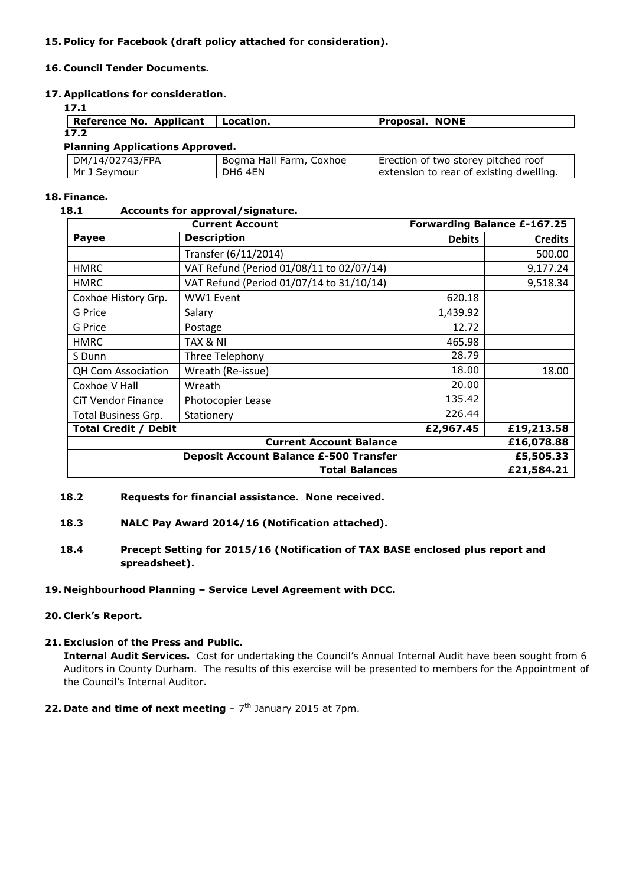**15. Policy for Facebook (draft policy attached for consideration).**

**16. Council Tender Documents.**

**17. Applications for consideration.**

**17.1**

| Reference No. Applicant | Location. | Proposal. NONE |
|---|---|---|

**17.2**

**Planning Applications Approved.**

| | | |
|---|---|---|
| DM/14/02743/FPA<br>Mr J Seymour | Bogma Hall Farm, Coxhoe<br>DH6 4EN | Erection of two storey pitched roof extension to rear of existing dwelling. |

**18. Finance.**

**18.1 Accounts for approval/signature.**

| Current Account | | Forwarding Balance £-167.25 | |
|---|---|---|---|
| **Payee** | **Description** | **Debits** | **Credits** |
| | Transfer (6/11/2014) | | 500.00 |
| HMRC | VAT Refund (Period 01/08/11 to 02/07/14) | | 9,177.24 |
| HMRC | VAT Refund (Period 01/07/14 to 31/10/14) | | 9,518.34 |
| Coxhoe History Grp. | WW1 Event | 620.18 | |
| G Price | Salary | 1,439.92 | |
| G Price | Postage | 12.72 | |
| HMRC | TAX & NI | 465.98 | |
| S Dunn | Three Telephony | 28.79 | |
| QH Com Association | Wreath (Re-issue) | 18.00 | 18.00 |
| Coxhoe V Hall | Wreath | 20.00 | |
| CiT Vendor Finance | Photocopier Lease | 135.42 | |
| Total Business Grp. | Stationery | 226.44 | |
| **Total Credit / Debit** | | **£2,967.45** | **£19,213.58** |
| | **Current Account Balance** | | **£16,078.88** |
| | **Deposit Account Balance £-500 Transfer** | | **£5,505.33** |
| | **Total Balances** | | **£21,584.21** |

**18.2 Requests for financial assistance. None received.**

**18.3 NALC Pay Award 2014/16 (Notification attached).**

**18.4 Precept Setting for 2015/16 (Notification of TAX BASE enclosed plus report and spreadsheet).**

**19. Neighbourhood Planning – Service Level Agreement with DCC.**

**20. Clerk's Report.**

**21. Exclusion of the Press and Public.**

**Internal Audit Services.** Cost for undertaking the Council's Annual Internal Audit have been sought from 6 Auditors in County Durham. The results of this exercise will be presented to members for the Appointment of the Council's Internal Auditor.

**22. Date and time of next meeting** – 7th January 2015 at 7pm.